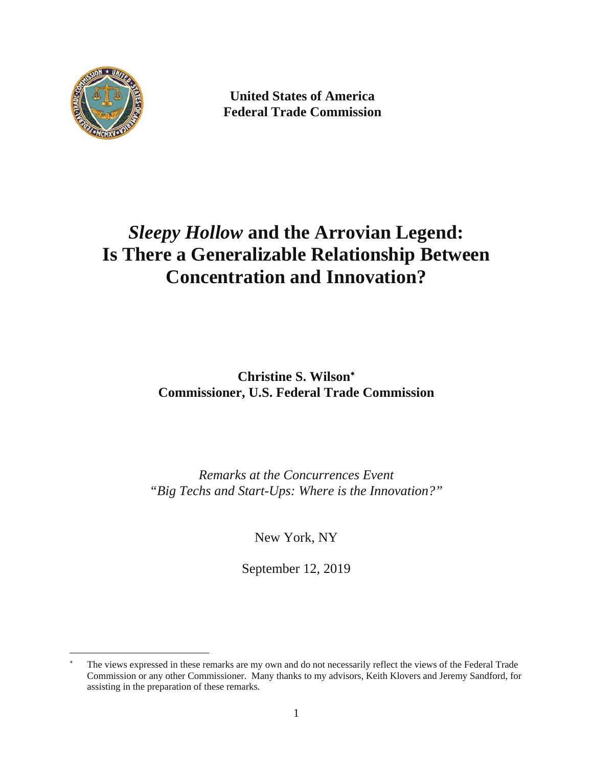**United States of America**
**Federal Trade Commission**

# *Sleepy Hollow* and the Arrovian Legend: Is There a Generalizable Relationship Between Concentration and Innovation?

**Christine S. Wilson***
**Commissioner, U.S. Federal Trade Commission**

*Remarks at the Concurrences Event*
*"Big Techs and Start-Ups: Where is the Innovation?"*

New York, NY

September 12, 2019

---

* The views expressed in these remarks are my own and do not necessarily reflect the views of the Federal Trade Commission or any other Commissioner. Many thanks to my advisors, Keith Klovers and Jeremy Sandford, for assisting in the preparation of these remarks.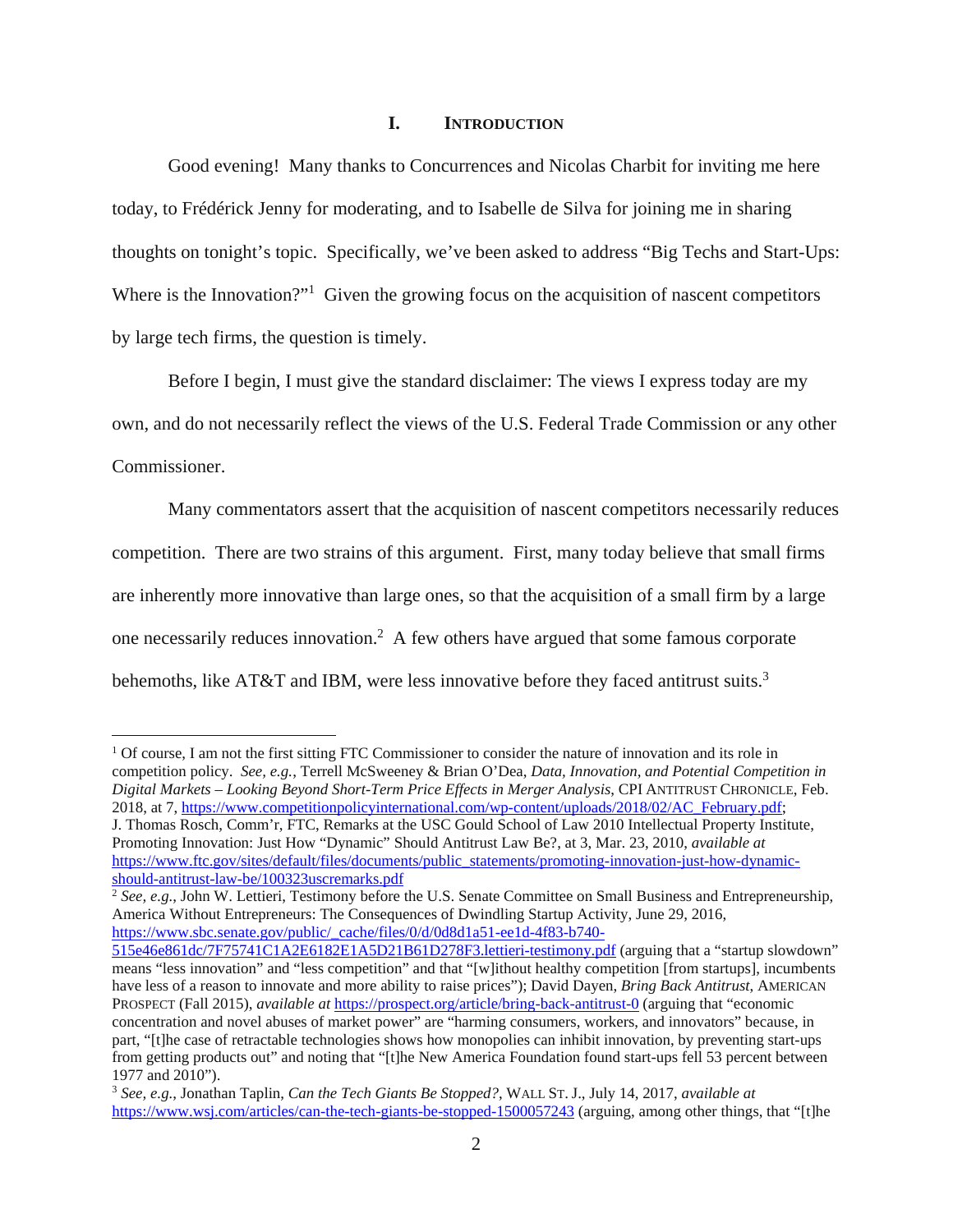## I. INTRODUCTION

Good evening! Many thanks to Concurrences and Nicolas Charbit for inviting me here today, to Frédérick Jenny for moderating, and to Isabelle de Silva for joining me in sharing thoughts on tonight's topic. Specifically, we've been asked to address "Big Techs and Start-Ups: Where is the Innovation?"[1] Given the growing focus on the acquisition of nascent competitors by large tech firms, the question is timely.

Before I begin, I must give the standard disclaimer: The views I express today are my own, and do not necessarily reflect the views of the U.S. Federal Trade Commission or any other Commissioner.

Many commentators assert that the acquisition of nascent competitors necessarily reduces competition. There are two strains of this argument. First, many today believe that small firms are inherently more innovative than large ones, so that the acquisition of a small firm by a large one necessarily reduces innovation.[2] A few others have argued that some famous corporate behemoths, like AT&T and IBM, were less innovative before they faced antitrust suits.[3]

---

[1] Of course, I am not the first sitting FTC Commissioner to consider the nature of innovation and its role in competition policy. *See, e.g.*, Terrell McSweeney & Brian O'Dea, *Data, Innovation, and Potential Competition in Digital Markets – Looking Beyond Short-Term Price Effects in Merger Analysis*, CPI ANTITRUST CHRONICLE, Feb. 2018, at 7, https://www.competitionpolicyinternational.com/wp-content/uploads/2018/02/AC_February.pdf; J. Thomas Rosch, Comm'r, FTC, Remarks at the USC Gould School of Law 2010 Intellectual Property Institute, Promoting Innovation: Just How "Dynamic" Should Antitrust Law Be?, at 3, Mar. 23, 2010, *available at* https://www.ftc.gov/sites/default/files/documents/public_statements/promoting-innovation-just-how-dynamic-should-antitrust-law-be/100323uscremarks.pdf

[2] *See, e.g.*, John W. Lettieri, Testimony before the U.S. Senate Committee on Small Business and Entrepreneurship, America Without Entrepreneurs: The Consequences of Dwindling Startup Activity, June 29, 2016, https://www.sbc.senate.gov/public/_cache/files/0/d/0d8d1a51-ee1d-4f83-b740-515e46e861dc/7F75741C1A2E6182E1A5D21B61D278F3.lettieri-testimony.pdf (arguing that a "startup slowdown" means "less innovation" and "less competition" and that "[w]ithout healthy competition [from startups], incumbents have less of a reason to innovate and more ability to raise prices"); David Dayen, *Bring Back Antitrust*, AMERICAN PROSPECT (Fall 2015), *available at* https://prospect.org/article/bring-back-antitrust-0 (arguing that "economic concentration and novel abuses of market power" are "harming consumers, workers, and innovators" because, in part, "[t]he case of retractable technologies shows how monopolies can inhibit innovation, by preventing start-ups from getting products out" and noting that "[t]he New America Foundation found start-ups fell 53 percent between 1977 and 2010").

[3] *See, e.g.*, Jonathan Taplin, *Can the Tech Giants Be Stopped?*, WALL ST. J., July 14, 2017, *available at* https://www.wsj.com/articles/can-the-tech-giants-be-stopped-1500057243 (arguing, among other things, that "[t]he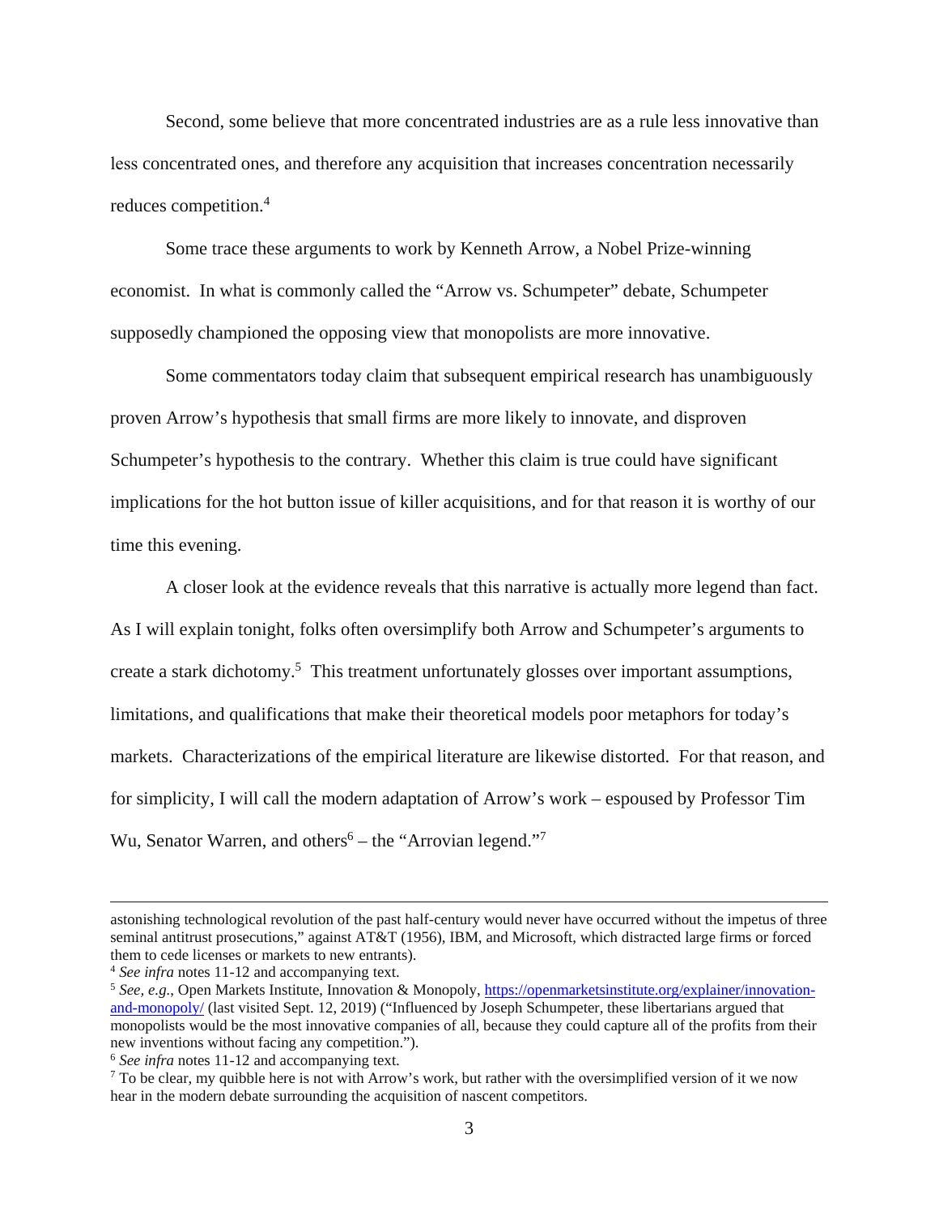Second, some believe that more concentrated industries are as a rule less innovative than less concentrated ones, and therefore any acquisition that increases concentration necessarily reduces competition.[4]

Some trace these arguments to work by Kenneth Arrow, a Nobel Prize-winning economist. In what is commonly called the "Arrow vs. Schumpeter" debate, Schumpeter supposedly championed the opposing view that monopolists are more innovative.

Some commentators today claim that subsequent empirical research has unambiguously proven Arrow's hypothesis that small firms are more likely to innovate, and disproven Schumpeter's hypothesis to the contrary. Whether this claim is true could have significant implications for the hot button issue of killer acquisitions, and for that reason it is worthy of our time this evening.

A closer look at the evidence reveals that this narrative is actually more legend than fact. As I will explain tonight, folks often oversimplify both Arrow and Schumpeter's arguments to create a stark dichotomy.[5] This treatment unfortunately glosses over important assumptions, limitations, and qualifications that make their theoretical models poor metaphors for today's markets. Characterizations of the empirical literature are likewise distorted. For that reason, and for simplicity, I will call the modern adaptation of Arrow's work – espoused by Professor Tim Wu, Senator Warren, and others[6] – the "Arrovian legend."[7]

---

astonishing technological revolution of the past half-century would never have occurred without the impetus of three seminal antitrust prosecutions," against AT&T (1956), IBM, and Microsoft, which distracted large firms or forced them to cede licenses or markets to new entrants).

[4] *See infra* notes 11-12 and accompanying text.

[5] *See, e.g.*, Open Markets Institute, Innovation & Monopoly, https://openmarketsinstitute.org/explainer/innovation-and-monopoly/ (last visited Sept. 12, 2019) ("Influenced by Joseph Schumpeter, these libertarians argued that monopolists would be the most innovative companies of all, because they could capture all of the profits from their new inventions without facing any competition.").

[6] *See infra* notes 11-12 and accompanying text.

[7] To be clear, my quibble here is not with Arrow's work, but rather with the oversimplified version of it we now hear in the modern debate surrounding the acquisition of nascent competitors.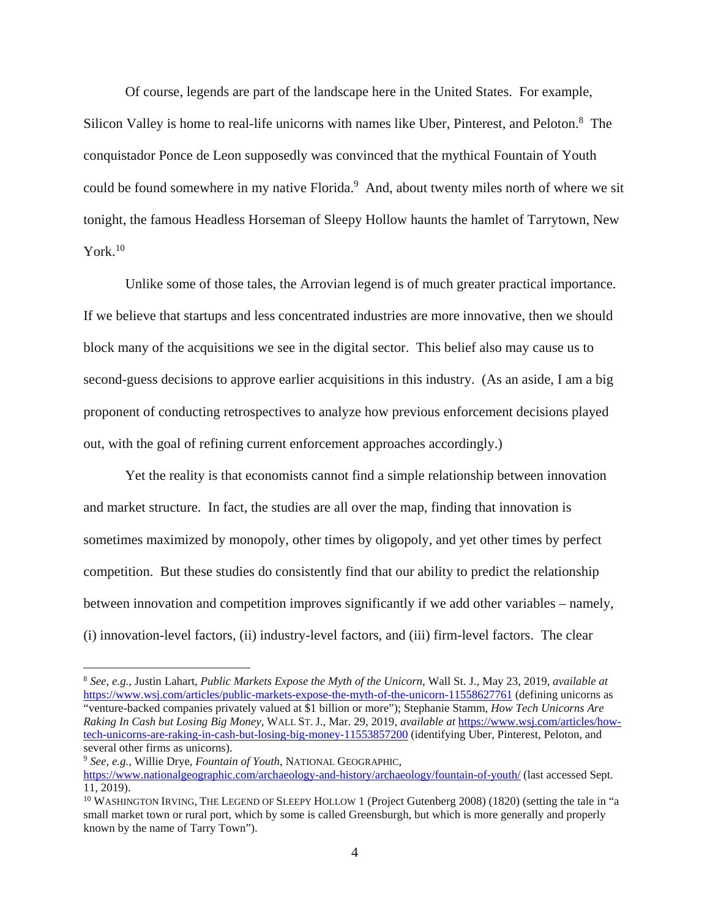Of course, legends are part of the landscape here in the United States. For example, Silicon Valley is home to real-life unicorns with names like Uber, Pinterest, and Peloton.[8] The conquistador Ponce de Leon supposedly was convinced that the mythical Fountain of Youth could be found somewhere in my native Florida.[9] And, about twenty miles north of where we sit tonight, the famous Headless Horseman of Sleepy Hollow haunts the hamlet of Tarrytown, New York.[10]

Unlike some of those tales, the Arrovian legend is of much greater practical importance. If we believe that startups and less concentrated industries are more innovative, then we should block many of the acquisitions we see in the digital sector. This belief also may cause us to second-guess decisions to approve earlier acquisitions in this industry. (As an aside, I am a big proponent of conducting retrospectives to analyze how previous enforcement decisions played out, with the goal of refining current enforcement approaches accordingly.)

Yet the reality is that economists cannot find a simple relationship between innovation and market structure. In fact, the studies are all over the map, finding that innovation is sometimes maximized by monopoly, other times by oligopoly, and yet other times by perfect competition. But these studies do consistently find that our ability to predict the relationship between innovation and competition improves significantly if we add other variables – namely, (i) innovation-level factors, (ii) industry-level factors, and (iii) firm-level factors. The clear

---

[8] *See, e.g.*, Justin Lahart, *Public Markets Expose the Myth of the Unicorn*, Wall St. J., May 23, 2019, *available at* https://www.wsj.com/articles/public-markets-expose-the-myth-of-the-unicorn-11558627761 (defining unicorns as "venture-backed companies privately valued at $1 billion or more"); Stephanie Stamm, *How Tech Unicorns Are Raking In Cash but Losing Big Money*, WALL ST. J., Mar. 29, 2019, *available at* https://www.wsj.com/articles/how-tech-unicorns-are-raking-in-cash-but-losing-big-money-11553857200 (identifying Uber, Pinterest, Peloton, and several other firms as unicorns).

[9] *See, e.g.*, Willie Drye, *Fountain of Youth*, NATIONAL GEOGRAPHIC, https://www.nationalgeographic.com/archaeology-and-history/archaeology/fountain-of-youth/ (last accessed Sept. 11, 2019).

[10] WASHINGTON IRVING, THE LEGEND OF SLEEPY HOLLOW 1 (Project Gutenberg 2008) (1820) (setting the tale in "a small market town or rural port, which by some is called Greensburgh, but which is more generally and properly known by the name of Tarry Town").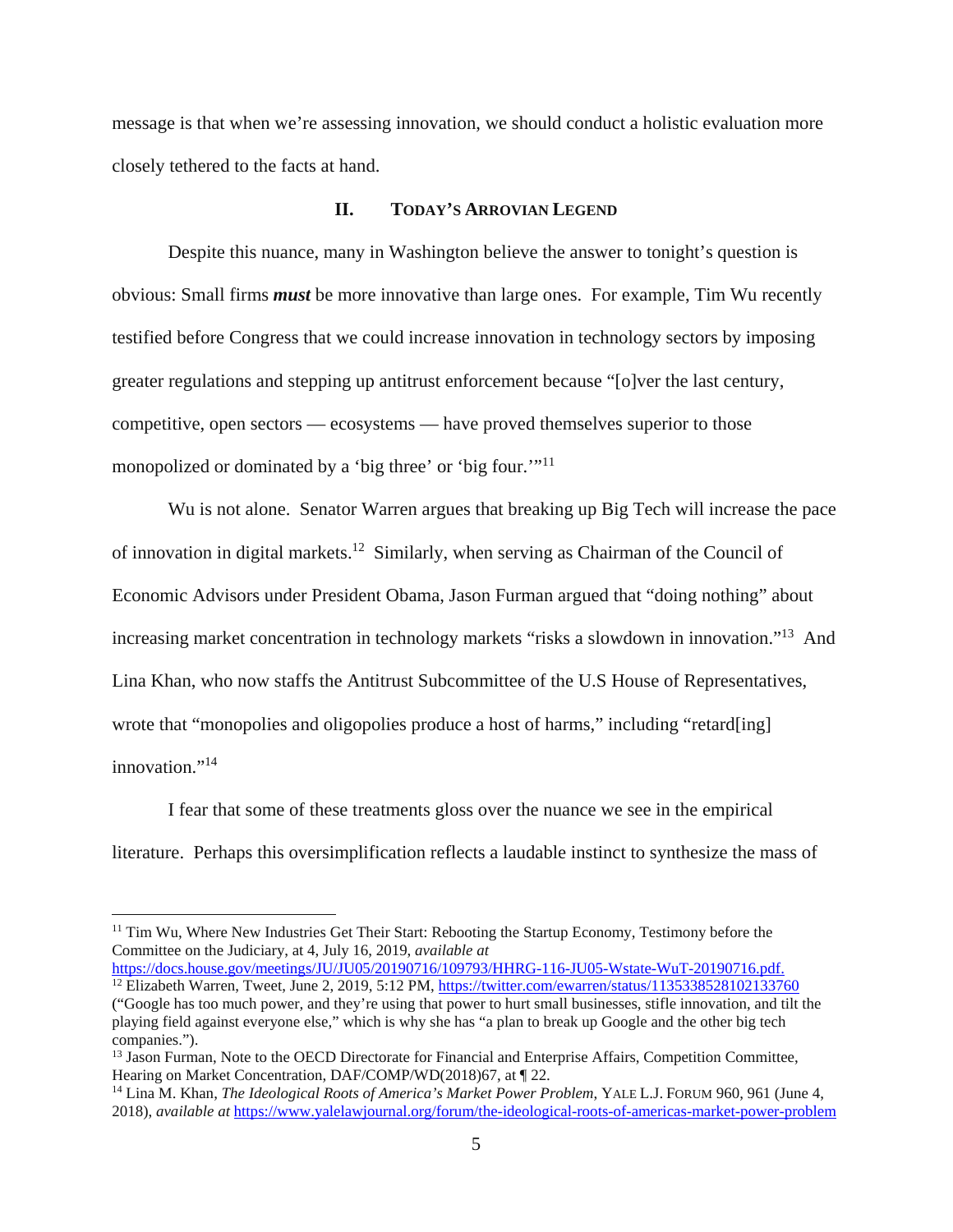message is that when we're assessing innovation, we should conduct a holistic evaluation more closely tethered to the facts at hand.

## II. TODAY'S ARROVIAN LEGEND

Despite this nuance, many in Washington believe the answer to tonight's question is obvious: Small firms ***must*** be more innovative than large ones. For example, Tim Wu recently testified before Congress that we could increase innovation in technology sectors by imposing greater regulations and stepping up antitrust enforcement because "[o]ver the last century, competitive, open sectors — ecosystems — have proved themselves superior to those monopolized or dominated by a 'big three' or 'big four.'"[11]

Wu is not alone. Senator Warren argues that breaking up Big Tech will increase the pace of innovation in digital markets.[12] Similarly, when serving as Chairman of the Council of Economic Advisors under President Obama, Jason Furman argued that "doing nothing" about increasing market concentration in technology markets "risks a slowdown in innovation."[13] And Lina Khan, who now staffs the Antitrust Subcommittee of the U.S House of Representatives, wrote that "monopolies and oligopolies produce a host of harms," including "retard[ing] innovation."[14]

I fear that some of these treatments gloss over the nuance we see in the empirical literature. Perhaps this oversimplification reflects a laudable instinct to synthesize the mass of

---

[11] Tim Wu, Where New Industries Get Their Start: Rebooting the Startup Economy, Testimony before the Committee on the Judiciary, at 4, July 16, 2019, *available at* https://docs.house.gov/meetings/JU/JU05/20190716/109793/HHRG-116-JU05-Wstate-WuT-20190716.pdf.

[12] Elizabeth Warren, Tweet, June 2, 2019, 5:12 PM, https://twitter.com/ewarren/status/1135338528102133760 ("Google has too much power, and they're using that power to hurt small businesses, stifle innovation, and tilt the playing field against everyone else," which is why she has "a plan to break up Google and the other big tech companies.").

[13] Jason Furman, Note to the OECD Directorate for Financial and Enterprise Affairs, Competition Committee, Hearing on Market Concentration, DAF/COMP/WD(2018)67, at ¶ 22.

[14] Lina M. Khan, *The Ideological Roots of America's Market Power Problem*, YALE L.J. FORUM 960, 961 (June 4, 2018), *available at* https://www.yalelawjournal.org/forum/the-ideological-roots-of-americas-market-power-problem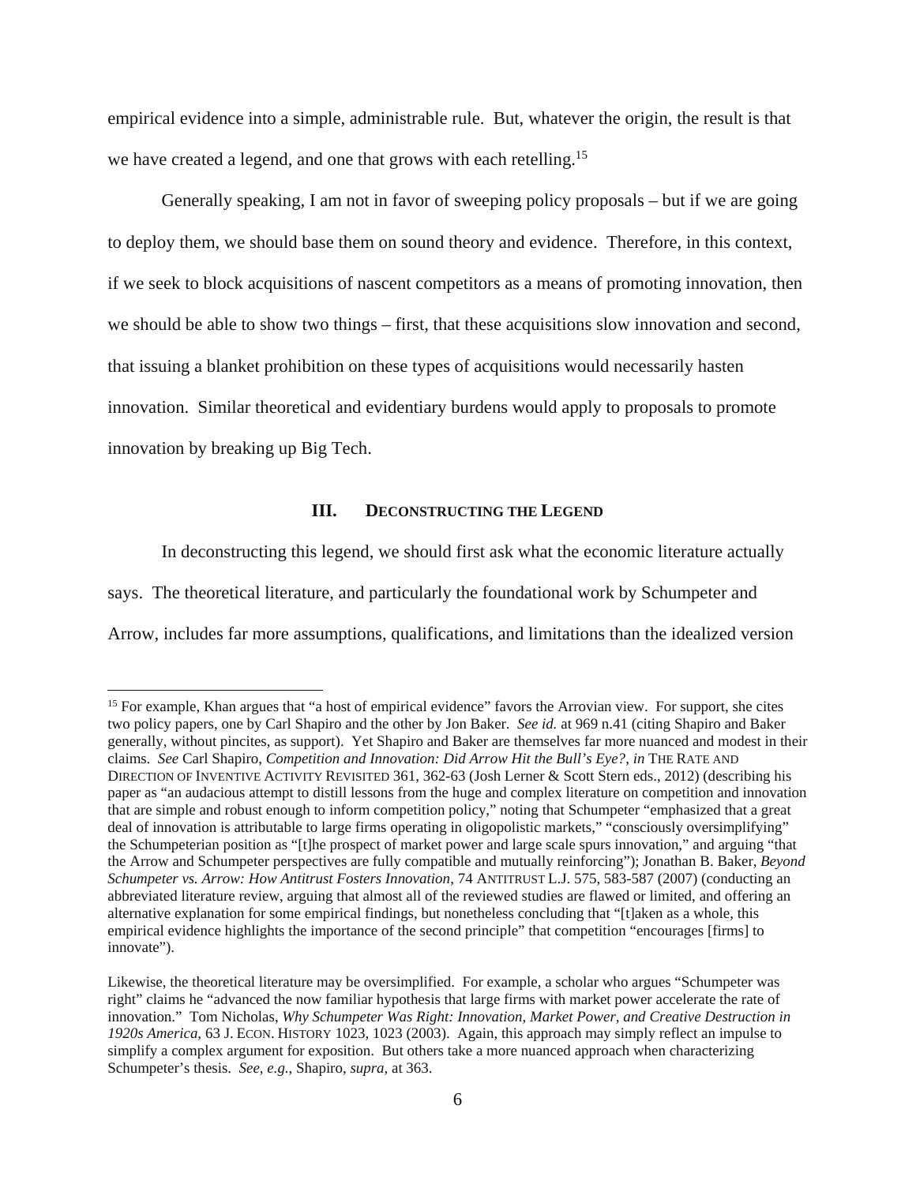empirical evidence into a simple, administrable rule. But, whatever the origin, the result is that we have created a legend, and one that grows with each retelling.[15]

Generally speaking, I am not in favor of sweeping policy proposals – but if we are going to deploy them, we should base them on sound theory and evidence. Therefore, in this context, if we seek to block acquisitions of nascent competitors as a means of promoting innovation, then we should be able to show two things – first, that these acquisitions slow innovation and second, that issuing a blanket prohibition on these types of acquisitions would necessarily hasten innovation. Similar theoretical and evidentiary burdens would apply to proposals to promote innovation by breaking up Big Tech.

## III. DECONSTRUCTING THE LEGEND

In deconstructing this legend, we should first ask what the economic literature actually says. The theoretical literature, and particularly the foundational work by Schumpeter and Arrow, includes far more assumptions, qualifications, and limitations than the idealized version

---

[15] For example, Khan argues that "a host of empirical evidence" favors the Arrovian view. For support, she cites two policy papers, one by Carl Shapiro and the other by Jon Baker. *See id.* at 969 n.41 (citing Shapiro and Baker generally, without pincites, as support). Yet Shapiro and Baker are themselves far more nuanced and modest in their claims. *See* Carl Shapiro, *Competition and Innovation: Did Arrow Hit the Bull's Eye?*, *in* THE RATE AND DIRECTION OF INVENTIVE ACTIVITY REVISITED 361, 362-63 (Josh Lerner & Scott Stern eds., 2012) (describing his paper as "an audacious attempt to distill lessons from the huge and complex literature on competition and innovation that are simple and robust enough to inform competition policy," noting that Schumpeter "emphasized that a great deal of innovation is attributable to large firms operating in oligopolistic markets," "consciously oversimplifying" the Schumpeterian position as "[t]he prospect of market power and large scale spurs innovation," and arguing "that the Arrow and Schumpeter perspectives are fully compatible and mutually reinforcing"); Jonathan B. Baker, *Beyond Schumpeter vs. Arrow: How Antitrust Fosters Innovation*, 74 ANTITRUST L.J. 575, 583-587 (2007) (conducting an abbreviated literature review, arguing that almost all of the reviewed studies are flawed or limited, and offering an alternative explanation for some empirical findings, but nonetheless concluding that "[t]aken as a whole, this empirical evidence highlights the importance of the second principle" that competition "encourages [firms] to innovate").

Likewise, the theoretical literature may be oversimplified. For example, a scholar who argues "Schumpeter was right" claims he "advanced the now familiar hypothesis that large firms with market power accelerate the rate of innovation." Tom Nicholas, *Why Schumpeter Was Right: Innovation, Market Power, and Creative Destruction in 1920s America*, 63 J. ECON. HISTORY 1023, 1023 (2003). Again, this approach may simply reflect an impulse to simplify a complex argument for exposition. But others take a more nuanced approach when characterizing Schumpeter's thesis. *See, e.g.*, Shapiro, *supra*, at 363.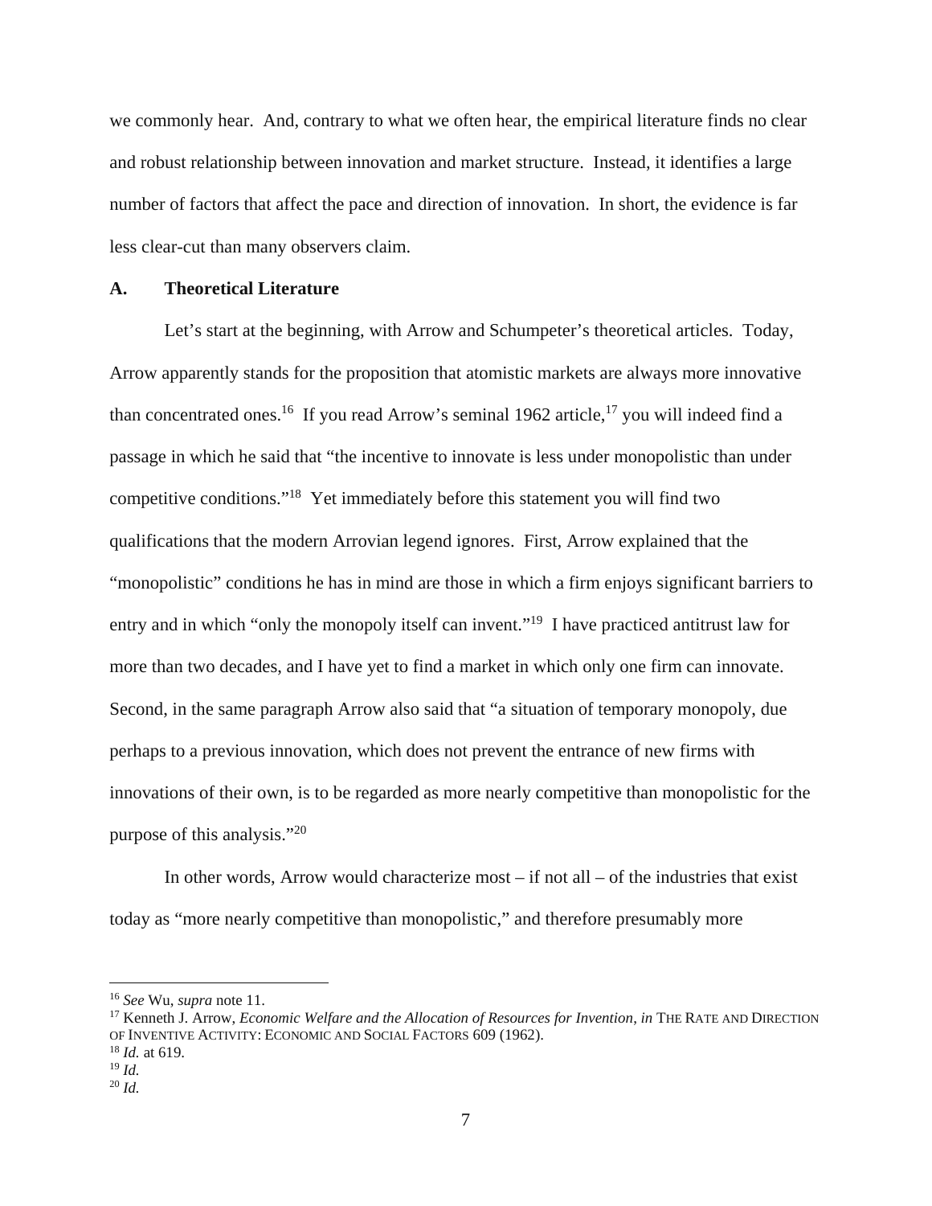we commonly hear. And, contrary to what we often hear, the empirical literature finds no clear and robust relationship between innovation and market structure. Instead, it identifies a large number of factors that affect the pace and direction of innovation. In short, the evidence is far less clear-cut than many observers claim.

### A. Theoretical Literature

Let's start at the beginning, with Arrow and Schumpeter's theoretical articles. Today, Arrow apparently stands for the proposition that atomistic markets are always more innovative than concentrated ones.[16] If you read Arrow's seminal 1962 article,[17] you will indeed find a passage in which he said that "the incentive to innovate is less under monopolistic than under competitive conditions."[18] Yet immediately before this statement you will find two qualifications that the modern Arrovian legend ignores. First, Arrow explained that the "monopolistic" conditions he has in mind are those in which a firm enjoys significant barriers to entry and in which "only the monopoly itself can invent."[19] I have practiced antitrust law for more than two decades, and I have yet to find a market in which only one firm can innovate. Second, in the same paragraph Arrow also said that "a situation of temporary monopoly, due perhaps to a previous innovation, which does not prevent the entrance of new firms with innovations of their own, is to be regarded as more nearly competitive than monopolistic for the purpose of this analysis."[20]

In other words, Arrow would characterize most – if not all – of the industries that exist today as "more nearly competitive than monopolistic," and therefore presumably more

---

[16] *See* Wu, *supra* note 11.

[17] Kenneth J. Arrow, *Economic Welfare and the Allocation of Resources for Invention*, *in* THE RATE AND DIRECTION OF INVENTIVE ACTIVITY: ECONOMIC AND SOCIAL FACTORS 609 (1962).

[18] *Id.* at 619.

[19] *Id.*

[20] *Id.*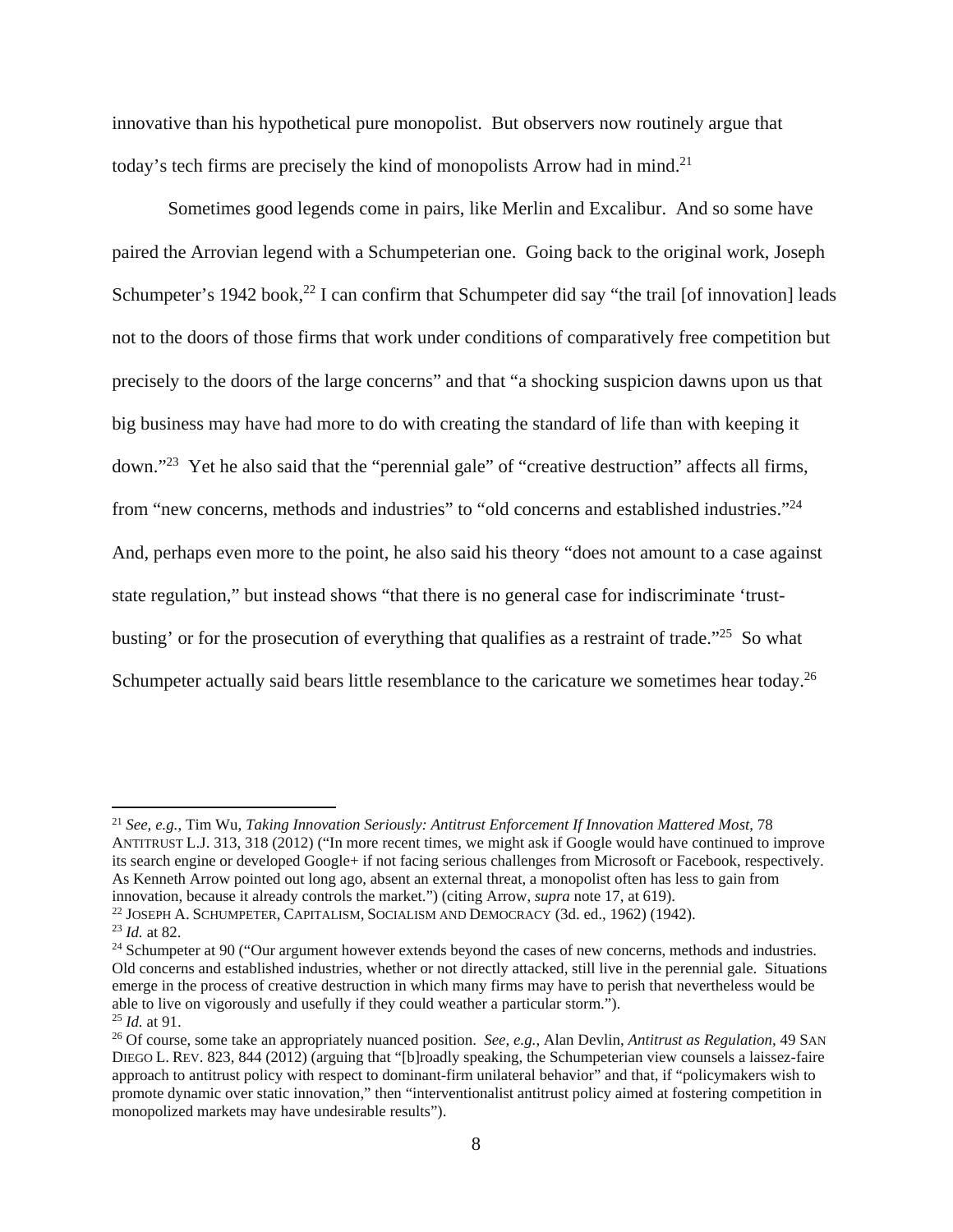innovative than his hypothetical pure monopolist. But observers now routinely argue that today's tech firms are precisely the kind of monopolists Arrow had in mind.[21]

Sometimes good legends come in pairs, like Merlin and Excalibur. And so some have paired the Arrovian legend with a Schumpeterian one. Going back to the original work, Joseph Schumpeter's 1942 book,[22] I can confirm that Schumpeter did say "the trail [of innovation] leads not to the doors of those firms that work under conditions of comparatively free competition but precisely to the doors of the large concerns" and that "a shocking suspicion dawns upon us that big business may have had more to do with creating the standard of life than with keeping it down."[23] Yet he also said that the "perennial gale" of "creative destruction" affects all firms, from "new concerns, methods and industries" to "old concerns and established industries."[24] And, perhaps even more to the point, he also said his theory "does not amount to a case against state regulation," but instead shows "that there is no general case for indiscriminate 'trust-busting' or for the prosecution of everything that qualifies as a restraint of trade."[25] So what Schumpeter actually said bears little resemblance to the caricature we sometimes hear today.[26]

---

[21] *See, e.g.*, Tim Wu, *Taking Innovation Seriously: Antitrust Enforcement If Innovation Mattered Most*, 78 ANTITRUST L.J. 313, 318 (2012) ("In more recent times, we might ask if Google would have continued to improve its search engine or developed Google+ if not facing serious challenges from Microsoft or Facebook, respectively. As Kenneth Arrow pointed out long ago, absent an external threat, a monopolist often has less to gain from innovation, because it already controls the market.") (citing Arrow, *supra* note 17, at 619).

[22] JOSEPH A. SCHUMPETER, CAPITALISM, SOCIALISM AND DEMOCRACY (3d. ed., 1962) (1942).

[23] *Id.* at 82.

[24] Schumpeter at 90 ("Our argument however extends beyond the cases of new concerns, methods and industries. Old concerns and established industries, whether or not directly attacked, still live in the perennial gale. Situations emerge in the process of creative destruction in which many firms may have to perish that nevertheless would be able to live on vigorously and usefully if they could weather a particular storm.").

[25] *Id.* at 91.

[26] Of course, some take an appropriately nuanced position. *See, e.g.*, Alan Devlin, *Antitrust as Regulation*, 49 SAN DIEGO L. REV. 823, 844 (2012) (arguing that "[b]roadly speaking, the Schumpeterian view counsels a laissez-faire approach to antitrust policy with respect to dominant-firm unilateral behavior" and that, if "policymakers wish to promote dynamic over static innovation," then "interventionalist antitrust policy aimed at fostering competition in monopolized markets may have undesirable results").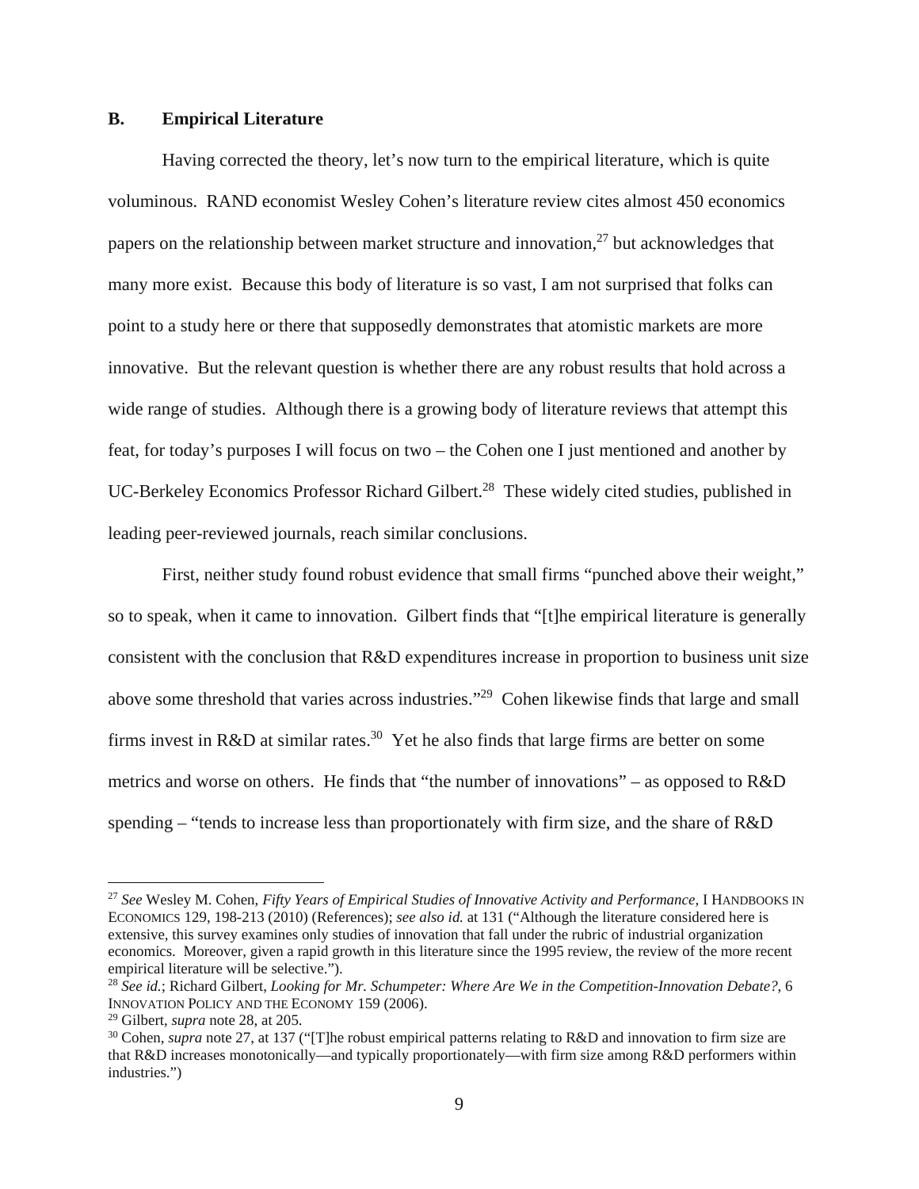## B. Empirical Literature

Having corrected the theory, let's now turn to the empirical literature, which is quite voluminous. RAND economist Wesley Cohen's literature review cites almost 450 economics papers on the relationship between market structure and innovation,[27] but acknowledges that many more exist. Because this body of literature is so vast, I am not surprised that folks can point to a study here or there that supposedly demonstrates that atomistic markets are more innovative. But the relevant question is whether there are any robust results that hold across a wide range of studies. Although there is a growing body of literature reviews that attempt this feat, for today's purposes I will focus on two – the Cohen one I just mentioned and another by UC-Berkeley Economics Professor Richard Gilbert.[28] These widely cited studies, published in leading peer-reviewed journals, reach similar conclusions.

First, neither study found robust evidence that small firms "punched above their weight," so to speak, when it came to innovation. Gilbert finds that "[t]he empirical literature is generally consistent with the conclusion that R&D expenditures increase in proportion to business unit size above some threshold that varies across industries."[29] Cohen likewise finds that large and small firms invest in R&D at similar rates.[30] Yet he also finds that large firms are better on some metrics and worse on others. He finds that "the number of innovations" – as opposed to R&D spending – "tends to increase less than proportionately with firm size, and the share of R&D

---

[27] *See* Wesley M. Cohen, *Fifty Years of Empirical Studies of Innovative Activity and Performance*, I HANDBOOKS IN ECONOMICS 129, 198-213 (2010) (References); *see also id.* at 131 ("Although the literature considered here is extensive, this survey examines only studies of innovation that fall under the rubric of industrial organization economics. Moreover, given a rapid growth in this literature since the 1995 review, the review of the more recent empirical literature will be selective.").

[28] *See id.*; Richard Gilbert, *Looking for Mr. Schumpeter: Where Are We in the Competition-Innovation Debate?*, 6 INNOVATION POLICY AND THE ECONOMY 159 (2006).

[29] Gilbert, *supra* note 28, at 205.

[30] Cohen, *supra* note 27, at 137 ("[T]he robust empirical patterns relating to R&D and innovation to firm size are that R&D increases monotonically—and typically proportionately—with firm size among R&D performers within industries.")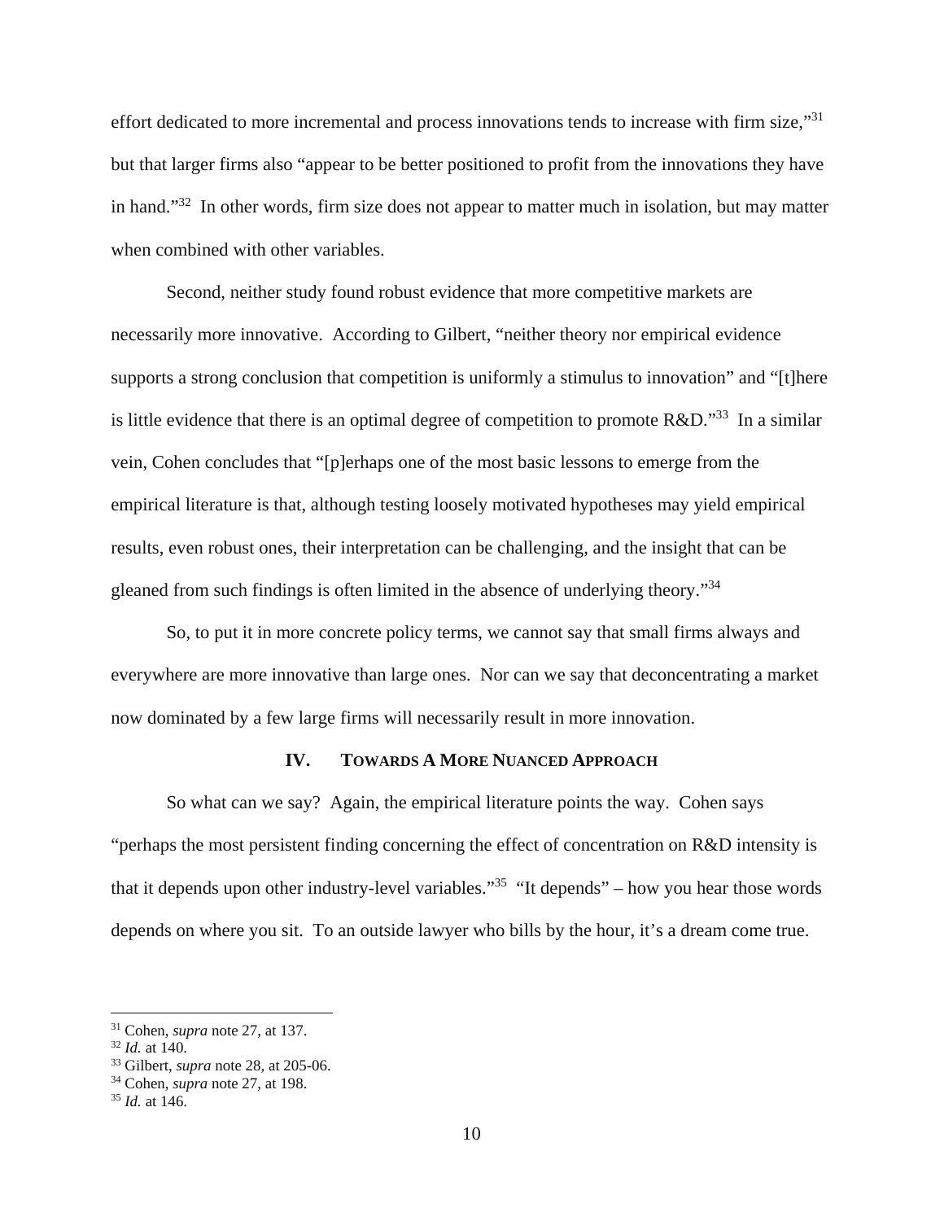effort dedicated to more incremental and process innovations tends to increase with firm size,"[31] but that larger firms also "appear to be better positioned to profit from the innovations they have in hand."[32] In other words, firm size does not appear to matter much in isolation, but may matter when combined with other variables.

Second, neither study found robust evidence that more competitive markets are necessarily more innovative. According to Gilbert, "neither theory nor empirical evidence supports a strong conclusion that competition is uniformly a stimulus to innovation" and "[t]here is little evidence that there is an optimal degree of competition to promote R&D."[33] In a similar vein, Cohen concludes that "[p]erhaps one of the most basic lessons to emerge from the empirical literature is that, although testing loosely motivated hypotheses may yield empirical results, even robust ones, their interpretation can be challenging, and the insight that can be gleaned from such findings is often limited in the absence of underlying theory."[34]

So, to put it in more concrete policy terms, we cannot say that small firms always and everywhere are more innovative than large ones. Nor can we say that deconcentrating a market now dominated by a few large firms will necessarily result in more innovation.

## IV. Towards A More Nuanced Approach

So what can we say? Again, the empirical literature points the way. Cohen says "perhaps the most persistent finding concerning the effect of concentration on R&D intensity is that it depends upon other industry-level variables."[35] "It depends" – how you hear those words depends on where you sit. To an outside lawyer who bills by the hour, it's a dream come true.

---

[31] Cohen, *supra* note 27, at 137.
[32] *Id.* at 140.
[33] Gilbert, *supra* note 28, at 205-06.
[34] Cohen, *supra* note 27, at 198.
[35] *Id.* at 146.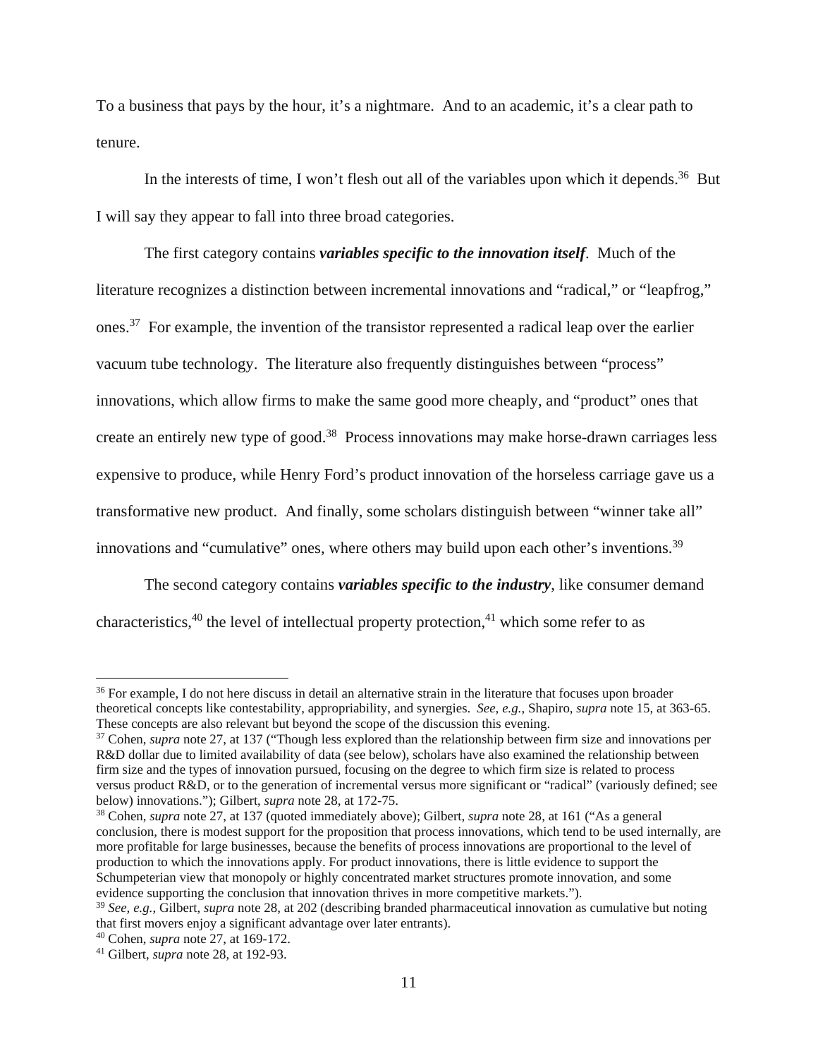To a business that pays by the hour, it's a nightmare. And to an academic, it's a clear path to tenure.

In the interests of time, I won't flesh out all of the variables upon which it depends.[36] But I will say they appear to fall into three broad categories.

The first category contains ***variables specific to the innovation itself***. Much of the literature recognizes a distinction between incremental innovations and "radical," or "leapfrog," ones.[37] For example, the invention of the transistor represented a radical leap over the earlier vacuum tube technology. The literature also frequently distinguishes between "process" innovations, which allow firms to make the same good more cheaply, and "product" ones that create an entirely new type of good.[38] Process innovations may make horse-drawn carriages less expensive to produce, while Henry Ford's product innovation of the horseless carriage gave us a transformative new product. And finally, some scholars distinguish between "winner take all" innovations and "cumulative" ones, where others may build upon each other's inventions.[39]

The second category contains ***variables specific to the industry***, like consumer demand characteristics,[40] the level of intellectual property protection,[41] which some refer to as

---

[36] For example, I do not here discuss in detail an alternative strain in the literature that focuses upon broader theoretical concepts like contestability, appropriability, and synergies. *See, e.g.*, Shapiro, *supra* note 15, at 363-65. These concepts are also relevant but beyond the scope of the discussion this evening.

[37] Cohen, *supra* note 27, at 137 ("Though less explored than the relationship between firm size and innovations per R&D dollar due to limited availability of data (see below), scholars have also examined the relationship between firm size and the types of innovation pursued, focusing on the degree to which firm size is related to process versus product R&D, or to the generation of incremental versus more significant or "radical" (variously defined; see below) innovations."); Gilbert, *supra* note 28, at 172-75.

[38] Cohen, *supra* note 27, at 137 (quoted immediately above); Gilbert, *supra* note 28, at 161 ("As a general conclusion, there is modest support for the proposition that process innovations, which tend to be used internally, are more profitable for large businesses, because the benefits of process innovations are proportional to the level of production to which the innovations apply. For product innovations, there is little evidence to support the Schumpeterian view that monopoly or highly concentrated market structures promote innovation, and some evidence supporting the conclusion that innovation thrives in more competitive markets.").

[39] *See, e.g.*, Gilbert, *supra* note 28, at 202 (describing branded pharmaceutical innovation as cumulative but noting that first movers enjoy a significant advantage over later entrants).

[40] Cohen, *supra* note 27, at 169-172.

[41] Gilbert, *supra* note 28, at 192-93.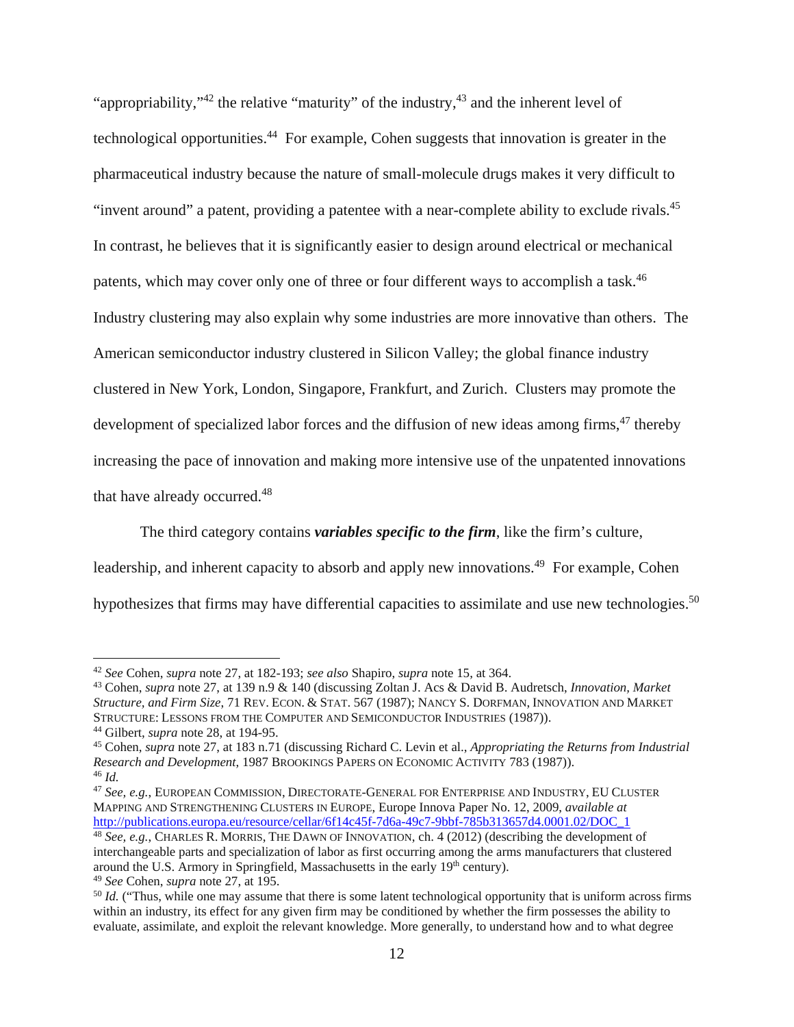"appropriability,"[42] the relative "maturity" of the industry,[43] and the inherent level of technological opportunities.[44] For example, Cohen suggests that innovation is greater in the pharmaceutical industry because the nature of small-molecule drugs makes it very difficult to "invent around" a patent, providing a patentee with a near-complete ability to exclude rivals.[45] In contrast, he believes that it is significantly easier to design around electrical or mechanical patents, which may cover only one of three or four different ways to accomplish a task.[46] Industry clustering may also explain why some industries are more innovative than others. The American semiconductor industry clustered in Silicon Valley; the global finance industry clustered in New York, London, Singapore, Frankfurt, and Zurich. Clusters may promote the development of specialized labor forces and the diffusion of new ideas among firms,[47] thereby increasing the pace of innovation and making more intensive use of the unpatented innovations that have already occurred.[48]

The third category contains ***variables specific to the firm***, like the firm's culture, leadership, and inherent capacity to absorb and apply new innovations.[49] For example, Cohen hypothesizes that firms may have differential capacities to assimilate and use new technologies.[50]

---

[42] *See* Cohen, *supra* note 27, at 182-193; *see also* Shapiro, *supra* note 15, at 364.

[43] Cohen, *supra* note 27, at 139 n.9 & 140 (discussing Zoltan J. Acs & David B. Audretsch, *Innovation, Market Structure, and Firm Size*, 71 REV. ECON. & STAT. 567 (1987); NANCY S. DORFMAN, INNOVATION AND MARKET STRUCTURE: LESSONS FROM THE COMPUTER AND SEMICONDUCTOR INDUSTRIES (1987)).

[44] Gilbert, *supra* note 28, at 194-95.

[45] Cohen, *supra* note 27, at 183 n.71 (discussing Richard C. Levin et al., *Appropriating the Returns from Industrial Research and Development*, 1987 BROOKINGS PAPERS ON ECONOMIC ACTIVITY 783 (1987)).

[46] *Id.*

[47] *See, e.g.*, EUROPEAN COMMISSION, DIRECTORATE-GENERAL FOR ENTERPRISE AND INDUSTRY, EU CLUSTER MAPPING AND STRENGTHENING CLUSTERS IN EUROPE, Europe Innova Paper No. 12, 2009, *available at* http://publications.europa.eu/resource/cellar/6f14c45f-7d6a-49c7-9bbf-785b313657d4.0001.02/DOC_1

[48] *See, e.g.*, CHARLES R. MORRIS, THE DAWN OF INNOVATION, ch. 4 (2012) (describing the development of interchangeable parts and specialization of labor as first occurring among the arms manufacturers that clustered around the U.S. Armory in Springfield, Massachusetts in the early 19th century).

[49] *See* Cohen, *supra* note 27, at 195.

[50] *Id.* ("Thus, while one may assume that there is some latent technological opportunity that is uniform across firms within an industry, its effect for any given firm may be conditioned by whether the firm possesses the ability to evaluate, assimilate, and exploit the relevant knowledge. More generally, to understand how and to what degree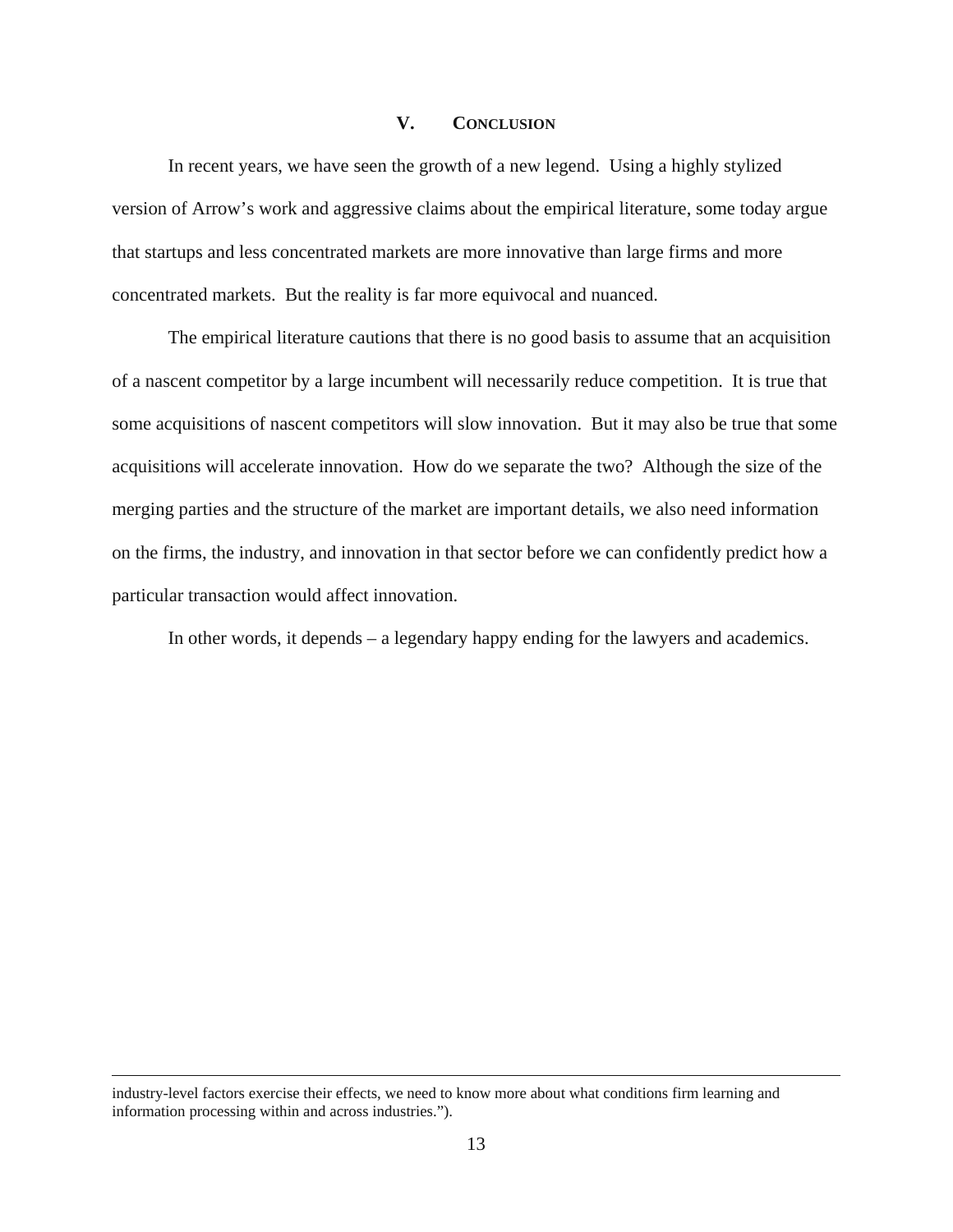## V. CONCLUSION

In recent years, we have seen the growth of a new legend. Using a highly stylized version of Arrow's work and aggressive claims about the empirical literature, some today argue that startups and less concentrated markets are more innovative than large firms and more concentrated markets. But the reality is far more equivocal and nuanced.

The empirical literature cautions that there is no good basis to assume that an acquisition of a nascent competitor by a large incumbent will necessarily reduce competition. It is true that some acquisitions of nascent competitors will slow innovation. But it may also be true that some acquisitions will accelerate innovation. How do we separate the two? Although the size of the merging parties and the structure of the market are important details, we also need information on the firms, the industry, and innovation in that sector before we can confidently predict how a particular transaction would affect innovation.

In other words, it depends – a legendary happy ending for the lawyers and academics.

---

industry-level factors exercise their effects, we need to know more about what conditions firm learning and information processing within and across industries.").